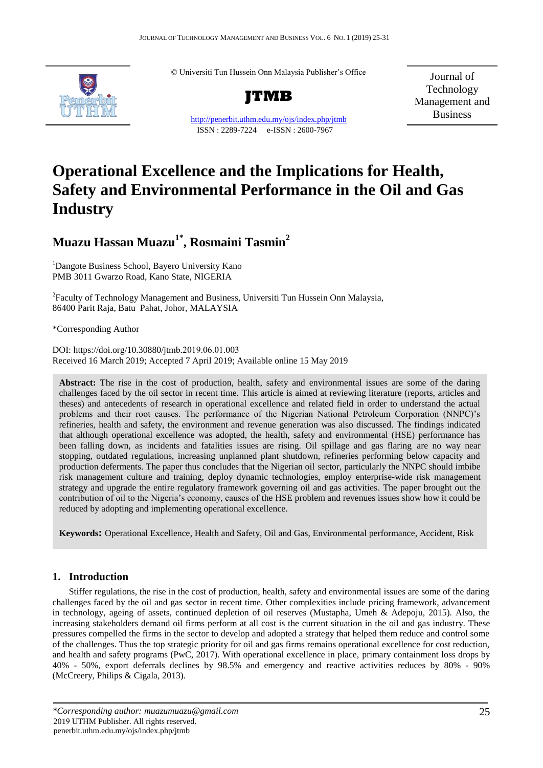© Universiti Tun Hussein Onn Malaysia Publisher's Office

**JTMB**

http://penerbit.uthm.edu.my/ojs/index.php/jtmb
ISSN : 2289-7224 e-ISSN : 2600-7967

Journal of Technology Management and Business

# Operational Excellence and the Implications for Health, Safety and Environmental Performance in the Oil and Gas Industry

## Muazu Hassan Muazu[1*], Rosmaini Tasmin[2]

[1]Dangote Business School, Bayero University Kano
PMB 3011 Gwarzo Road, Kano State, NIGERIA

[2]Faculty of Technology Management and Business, Universiti Tun Hussein Onn Malaysia, 86400 Parit Raja, Batu Pahat, Johor, MALAYSIA

*Corresponding Author

DOI: https://doi.org/10.30880/jtmb.2019.06.01.003
Received 16 March 2019; Accepted 7 April 2019; Available online 15 May 2019

**Abstract:** The rise in the cost of production, health, safety and environmental issues are some of the daring challenges faced by the oil sector in recent time. This article is aimed at reviewing literature (reports, articles and theses) and antecedents of research in operational excellence and related field in order to understand the actual problems and their root causes. The performance of the Nigerian National Petroleum Corporation (NNPC)'s refineries, health and safety, the environment and revenue generation was also discussed. The findings indicated that although operational excellence was adopted, the health, safety and environmental (HSE) performance has been falling down, as incidents and fatalities issues are rising. Oil spillage and gas flaring are no way near stopping, outdated regulations, increasing unplanned plant shutdown, refineries performing below capacity and production deferments. The paper thus concludes that the Nigerian oil sector, particularly the NNPC should imbibe risk management culture and training, deploy dynamic technologies, employ enterprise-wide risk management strategy and upgrade the entire regulatory framework governing oil and gas activities. The paper brought out the contribution of oil to the Nigeria's economy, causes of the HSE problem and revenues issues show how it could be reduced by adopting and implementing operational excellence.

**Keywords:** Operational Excellence, Health and Safety, Oil and Gas, Environmental performance, Accident, Risk

## 1. Introduction

Stiffer regulations, the rise in the cost of production, health, safety and environmental issues are some of the daring challenges faced by the oil and gas sector in recent time. Other complexities include pricing framework, advancement in technology, ageing of assets, continued depletion of oil reserves (Mustapha, Umeh & Adepoju, 2015). Also, the increasing stakeholders demand oil firms perform at all cost is the current situation in the oil and gas industry. These pressures compelled the firms in the sector to develop and adopted a strategy that helped them reduce and control some of the challenges. Thus the top strategic priority for oil and gas firms remains operational excellence for cost reduction, and health and safety programs (PwC, 2017). With operational excellence in place, primary containment loss drops by 40% - 50%, export deferrals declines by 98.5% and emergency and reactive activities reduces by 80% - 90% (McCreery, Philips & Cigala, 2013).

---

*\*Corresponding author: muazumuazu@gmail.com*
2019 UTHM Publisher. All rights reserved.
penerbit.uthm.edu.my/ojs/index.php/jtmb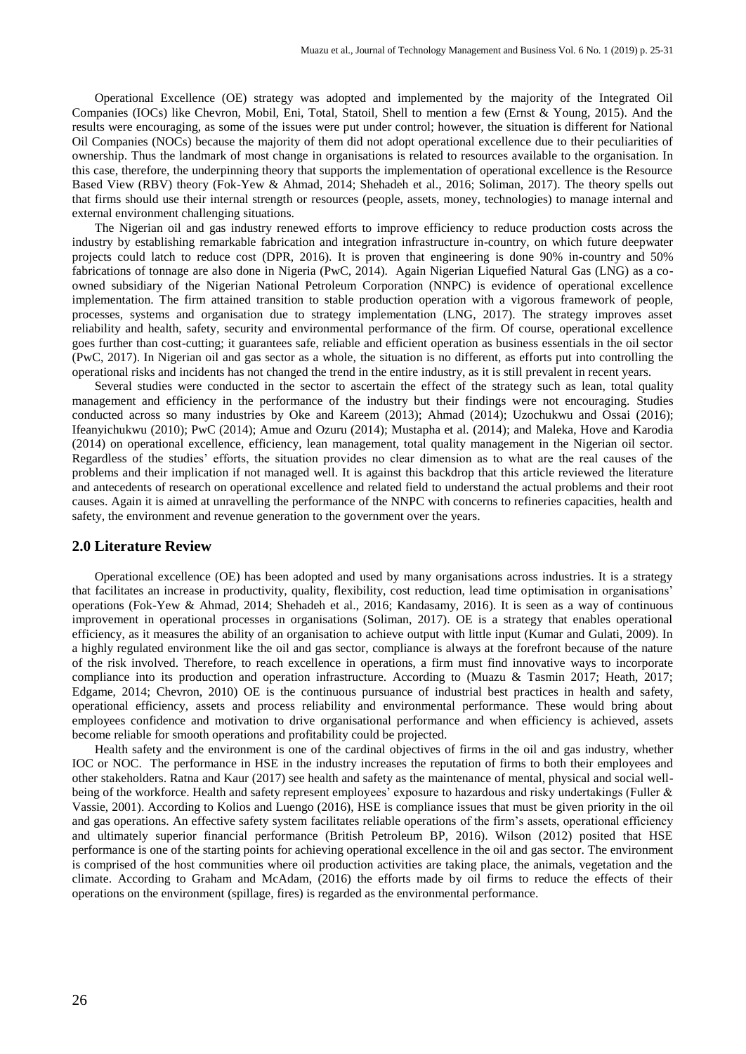Operational Excellence (OE) strategy was adopted and implemented by the majority of the Integrated Oil Companies (IOCs) like Chevron, Mobil, Eni, Total, Statoil, Shell to mention a few (Ernst & Young, 2015). And the results were encouraging, as some of the issues were put under control; however, the situation is different for National Oil Companies (NOCs) because the majority of them did not adopt operational excellence due to their peculiarities of ownership. Thus the landmark of most change in organisations is related to resources available to the organisation. In this case, therefore, the underpinning theory that supports the implementation of operational excellence is the Resource Based View (RBV) theory (Fok-Yew & Ahmad, 2014; Shehadeh et al., 2016; Soliman, 2017). The theory spells out that firms should use their internal strength or resources (people, assets, money, technologies) to manage internal and external environment challenging situations.

The Nigerian oil and gas industry renewed efforts to improve efficiency to reduce production costs across the industry by establishing remarkable fabrication and integration infrastructure in-country, on which future deepwater projects could latch to reduce cost (DPR, 2016). It is proven that engineering is done 90% in-country and 50% fabrications of tonnage are also done in Nigeria (PwC, 2014). Again Nigerian Liquefied Natural Gas (LNG) as a co-owned subsidiary of the Nigerian National Petroleum Corporation (NNPC) is evidence of operational excellence implementation. The firm attained transition to stable production operation with a vigorous framework of people, processes, systems and organisation due to strategy implementation (LNG, 2017). The strategy improves asset reliability and health, safety, security and environmental performance of the firm. Of course, operational excellence goes further than cost-cutting; it guarantees safe, reliable and efficient operation as business essentials in the oil sector (PwC, 2017). In Nigerian oil and gas sector as a whole, the situation is no different, as efforts put into controlling the operational risks and incidents has not changed the trend in the entire industry, as it is still prevalent in recent years.

Several studies were conducted in the sector to ascertain the effect of the strategy such as lean, total quality management and efficiency in the performance of the industry but their findings were not encouraging. Studies conducted across so many industries by Oke and Kareem (2013); Ahmad (2014); Uzochukwu and Ossai (2016); Ifeanyichukwu (2010); PwC (2014); Amue and Ozuru (2014); Mustapha et al. (2014); and Maleka, Hove and Karodia (2014) on operational excellence, efficiency, lean management, total quality management in the Nigerian oil sector. Regardless of the studies' efforts, the situation provides no clear dimension as to what are the real causes of the problems and their implication if not managed well. It is against this backdrop that this article reviewed the literature and antecedents of research on operational excellence and related field to understand the actual problems and their root causes. Again it is aimed at unravelling the performance of the NNPC with concerns to refineries capacities, health and safety, the environment and revenue generation to the government over the years.

## 2.0 Literature Review

Operational excellence (OE) has been adopted and used by many organisations across industries. It is a strategy that facilitates an increase in productivity, quality, flexibility, cost reduction, lead time optimisation in organisations' operations (Fok-Yew & Ahmad, 2014; Shehadeh et al., 2016; Kandasamy, 2016). It is seen as a way of continuous improvement in operational processes in organisations (Soliman, 2017). OE is a strategy that enables operational efficiency, as it measures the ability of an organisation to achieve output with little input (Kumar and Gulati, 2009). In a highly regulated environment like the oil and gas sector, compliance is always at the forefront because of the nature of the risk involved. Therefore, to reach excellence in operations, a firm must find innovative ways to incorporate compliance into its production and operation infrastructure. According to (Muazu & Tasmin 2017; Heath, 2017; Edgame, 2014; Chevron, 2010) OE is the continuous pursuance of industrial best practices in health and safety, operational efficiency, assets and process reliability and environmental performance. These would bring about employees confidence and motivation to drive organisational performance and when efficiency is achieved, assets become reliable for smooth operations and profitability could be projected.

Health safety and the environment is one of the cardinal objectives of firms in the oil and gas industry, whether IOC or NOC. The performance in HSE in the industry increases the reputation of firms to both their employees and other stakeholders. Ratna and Kaur (2017) see health and safety as the maintenance of mental, physical and social well-being of the workforce. Health and safety represent employees' exposure to hazardous and risky undertakings (Fuller & Vassie, 2001). According to Kolios and Luengo (2016), HSE is compliance issues that must be given priority in the oil and gas operations. An effective safety system facilitates reliable operations of the firm's assets, operational efficiency and ultimately superior financial performance (British Petroleum BP, 2016). Wilson (2012) posited that HSE performance is one of the starting points for achieving operational excellence in the oil and gas sector. The environment is comprised of the host communities where oil production activities are taking place, the animals, vegetation and the climate. According to Graham and McAdam, (2016) the efforts made by oil firms to reduce the effects of their operations on the environment (spillage, fires) is regarded as the environmental performance.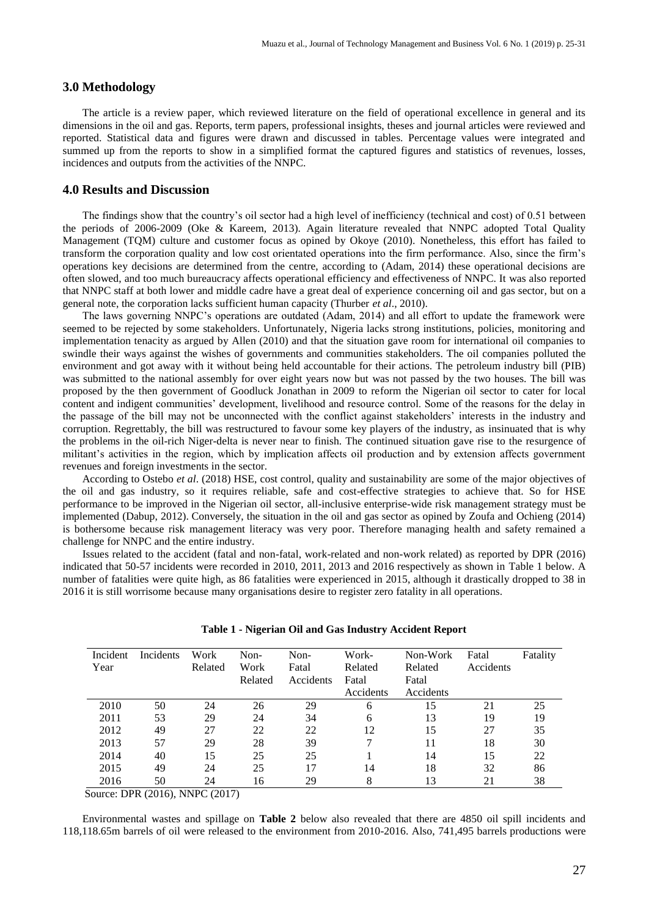## 3.0 Methodology

The article is a review paper, which reviewed literature on the field of operational excellence in general and its dimensions in the oil and gas. Reports, term papers, professional insights, theses and journal articles were reviewed and reported. Statistical data and figures were drawn and discussed in tables. Percentage values were integrated and summed up from the reports to show in a simplified format the captured figures and statistics of revenues, losses, incidences and outputs from the activities of the NNPC.

## 4.0 Results and Discussion

The findings show that the country's oil sector had a high level of inefficiency (technical and cost) of 0.51 between the periods of 2006-2009 (Oke & Kareem, 2013). Again literature revealed that NNPC adopted Total Quality Management (TQM) culture and customer focus as opined by Okoye (2010). Nonetheless, this effort has failed to transform the corporation quality and low cost orientated operations into the firm performance. Also, since the firm's operations key decisions are determined from the centre, according to (Adam, 2014) these operational decisions are often slowed, and too much bureaucracy affects operational efficiency and effectiveness of NNPC. It was also reported that NNPC staff at both lower and middle cadre have a great deal of experience concerning oil and gas sector, but on a general note, the corporation lacks sufficient human capacity (Thurber *et al*., 2010).

The laws governing NNPC's operations are outdated (Adam, 2014) and all effort to update the framework were seemed to be rejected by some stakeholders. Unfortunately, Nigeria lacks strong institutions, policies, monitoring and implementation tenacity as argued by Allen (2010) and that the situation gave room for international oil companies to swindle their ways against the wishes of governments and communities stakeholders. The oil companies polluted the environment and got away with it without being held accountable for their actions. The petroleum industry bill (PIB) was submitted to the national assembly for over eight years now but was not passed by the two houses. The bill was proposed by the then government of Goodluck Jonathan in 2009 to reform the Nigerian oil sector to cater for local content and indigent communities' development, livelihood and resource control. Some of the reasons for the delay in the passage of the bill may not be unconnected with the conflict against stakeholders' interests in the industry and corruption. Regrettably, the bill was restructured to favour some key players of the industry, as insinuated that is why the problems in the oil-rich Niger-delta is never near to finish. The continued situation gave rise to the resurgence of militant's activities in the region, which by implication affects oil production and by extension affects government revenues and foreign investments in the sector.

According to Ostebo *et al*. (2018) HSE, cost control, quality and sustainability are some of the major objectives of the oil and gas industry, so it requires reliable, safe and cost-effective strategies to achieve that. So for HSE performance to be improved in the Nigerian oil sector, all-inclusive enterprise-wide risk management strategy must be implemented (Dabup, 2012). Conversely, the situation in the oil and gas sector as opined by Zoufa and Ochieng (2014) is bothersome because risk management literacy was very poor. Therefore managing health and safety remained a challenge for NNPC and the entire industry.

Issues related to the accident (fatal and non-fatal, work-related and non-work related) as reported by DPR (2016) indicated that 50-57 incidents were recorded in 2010, 2011, 2013 and 2016 respectively as shown in Table 1 below. A number of fatalities were quite high, as 86 fatalities were experienced in 2015, although it drastically dropped to 38 in 2016 it is still worrisome because many organisations desire to register zero fatality in all operations.

**Table 1 - Nigerian Oil and Gas Industry Accident Report**

| Incident Year | Incidents | Work Related | Non-Work Related | Non-Fatal Accidents | Work-Related Fatal Accidents | Non-Work Related Fatal Accidents | Fatal Accidents | Fatality |
|---|---|---|---|---|---|---|---|---|
| 2010 | 50 | 24 | 26 | 29 | 6 | 15 | 21 | 25 |
| 2011 | 53 | 29 | 24 | 34 | 6 | 13 | 19 | 19 |
| 2012 | 49 | 27 | 22 | 22 | 12 | 15 | 27 | 35 |
| 2013 | 57 | 29 | 28 | 39 | 7 | 11 | 18 | 30 |
| 2014 | 40 | 15 | 25 | 25 | 1 | 14 | 15 | 22 |
| 2015 | 49 | 24 | 25 | 17 | 14 | 18 | 32 | 86 |
| 2016 | 50 | 24 | 16 | 29 | 8 | 13 | 21 | 38 |

Source: DPR (2016), NNPC (2017)

Environmental wastes and spillage on **Table 2** below also revealed that there are 4850 oil spill incidents and 118,118.65m barrels of oil were released to the environment from 2010-2016. Also, 741,495 barrels productions were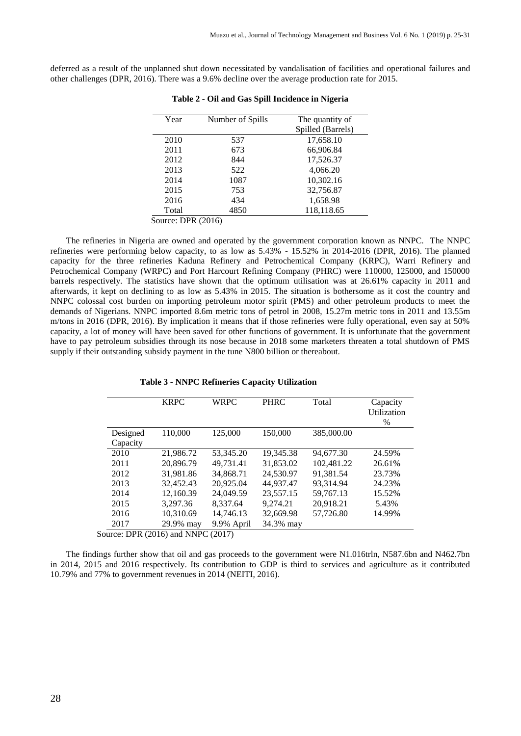deferred as a result of the unplanned shut down necessitated by vandalisation of facilities and operational failures and other challenges (DPR, 2016). There was a 9.6% decline over the average production rate for 2015.

**Table 2 - Oil and Gas Spill Incidence in Nigeria**

| Year | Number of Spills | The quantity of Spilled (Barrels) |
|---|---|---|
| 2010 | 537 | 17,658.10 |
| 2011 | 673 | 66,906.84 |
| 2012 | 844 | 17,526.37 |
| 2013 | 522 | 4,066.20 |
| 2014 | 1087 | 10,302.16 |
| 2015 | 753 | 32,756.87 |
| 2016 | 434 | 1,658.98 |
| Total | 4850 | 118,118.65 |

Source: DPR (2016)

The refineries in Nigeria are owned and operated by the government corporation known as NNPC. The NNPC refineries were performing below capacity, to as low as 5.43% - 15.52% in 2014-2016 (DPR, 2016). The planned capacity for the three refineries Kaduna Refinery and Petrochemical Company (KRPC), Warri Refinery and Petrochemical Company (WRPC) and Port Harcourt Refining Company (PHRC) were 110000, 125000, and 150000 barrels respectively. The statistics have shown that the optimum utilisation was at 26.61% capacity in 2011 and afterwards, it kept on declining to as low as 5.43% in 2015. The situation is bothersome as it cost the country and NNPC colossal cost burden on importing petroleum motor spirit (PMS) and other petroleum products to meet the demands of Nigerians. NNPC imported 8.6m metric tons of petrol in 2008, 15.27m metric tons in 2011 and 13.55m m/tons in 2016 (DPR, 2016). By implication it means that if those refineries were fully operational, even say at 50% capacity, a lot of money will have been saved for other functions of government. It is unfortunate that the government have to pay petroleum subsidies through its nose because in 2018 some marketers threaten a total shutdown of PMS supply if their outstanding subsidy payment in the tune N800 billion or thereabout.

**Table 3 - NNPC Refineries Capacity Utilization**

| | KRPC | WRPC | PHRC | Total | Capacity Utilization % |
|---|---|---|---|---|---|
| Designed Capacity | 110,000 | 125,000 | 150,000 | 385,000.00 | |
| 2010 | 21,986.72 | 53,345.20 | 19,345.38 | 94,677.30 | 24.59% |
| 2011 | 20,896.79 | 49,731.41 | 31,853.02 | 102,481.22 | 26.61% |
| 2012 | 31,981.86 | 34,868.71 | 24,530.97 | 91,381.54 | 23.73% |
| 2013 | 32,452.43 | 20,925.04 | 44,937.47 | 93,314.94 | 24.23% |
| 2014 | 12,160.39 | 24,049.59 | 23,557.15 | 59,767.13 | 15.52% |
| 2015 | 3,297.36 | 8,337.64 | 9,274.21 | 20,918.21 | 5.43% |
| 2016 | 10,310.69 | 14,746.13 | 32,669.98 | 57,726.80 | 14.99% |
| 2017 | 29.9% may | 9.9% April | 34.3% may | | |

Source: DPR (2016) and NNPC (2017)

The findings further show that oil and gas proceeds to the government were N1.016trln, N587.6bn and N462.7bn in 2014, 2015 and 2016 respectively. Its contribution to GDP is third to services and agriculture as it contributed 10.79% and 77% to government revenues in 2014 (NEITI, 2016).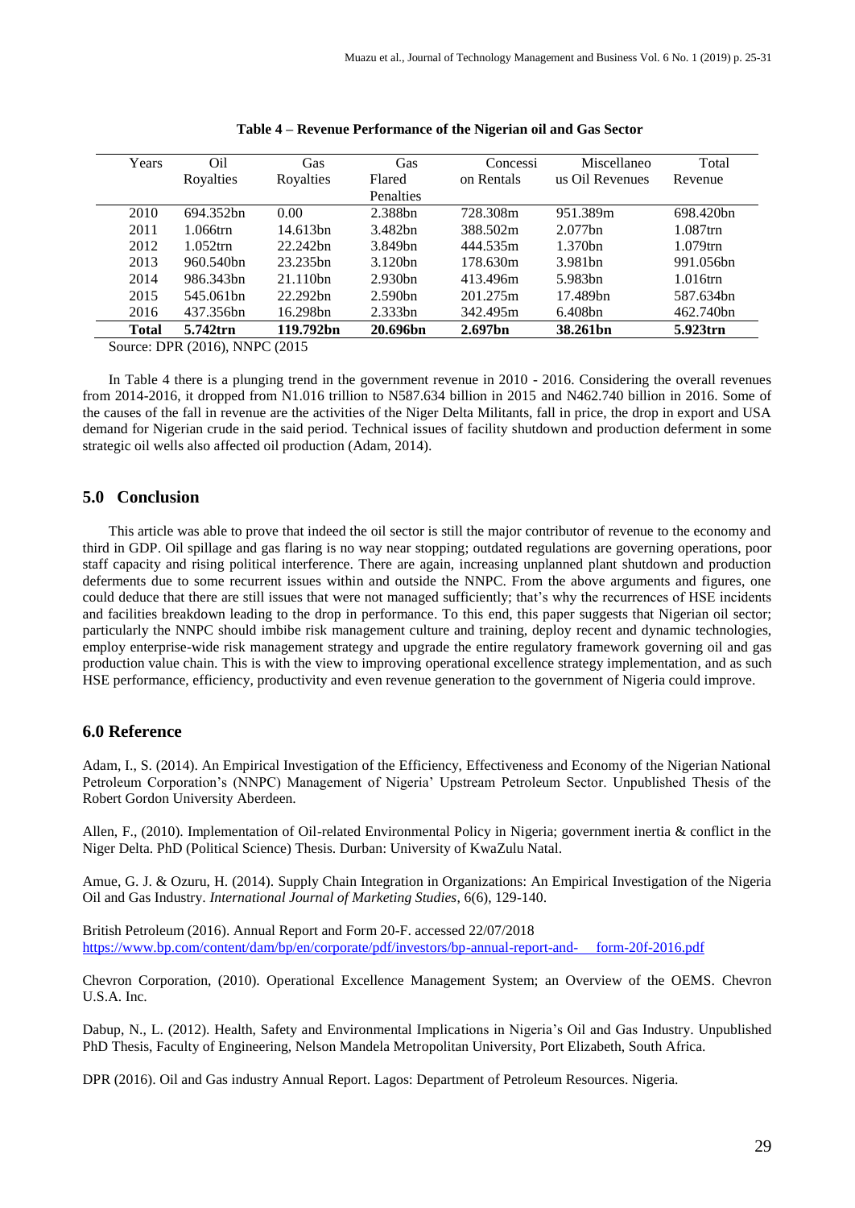**Table 4 – Revenue Performance of the Nigerian oil and Gas Sector**

| Years | Oil Royalties | Gas Royalties | Gas Flared Penalties | Concession Rentals | Miscellaneous Oil Revenues | Total Revenue |
|---|---|---|---|---|---|---|
| 2010 | 694.352bn | 0.00 | 2.388bn | 728.308m | 951.389m | 698.420bn |
| 2011 | 1.066trn | 14.613bn | 3.482bn | 388.502m | 2.077bn | 1.087trn |
| 2012 | 1.052trn | 22.242bn | 3.849bn | 444.535m | 1.370bn | 1.079trn |
| 2013 | 960.540bn | 23.235bn | 3.120bn | 178.630m | 3.981bn | 991.056bn |
| 2014 | 986.343bn | 21.110bn | 2.930bn | 413.496m | 5.983bn | 1.016trn |
| 2015 | 545.061bn | 22.292bn | 2.590bn | 201.275m | 17.489bn | 587.634bn |
| 2016 | 437.356bn | 16.298bn | 2.333bn | 342.495m | 6.408bn | 462.740bn |
| **Total** | **5.742trn** | **119.792bn** | **20.696bn** | **2.697bn** | **38.261bn** | **5.923trn** |

Source: DPR (2016), NNPC (2015

In Table 4 there is a plunging trend in the government revenue in 2010 - 2016. Considering the overall revenues from 2014-2016, it dropped from N1.016 trillion to N587.634 billion in 2015 and N462.740 billion in 2016. Some of the causes of the fall in revenue are the activities of the Niger Delta Militants, fall in price, the drop in export and USA demand for Nigerian crude in the said period. Technical issues of facility shutdown and production deferment in some strategic oil wells also affected oil production (Adam, 2014).

## 5.0 Conclusion

This article was able to prove that indeed the oil sector is still the major contributor of revenue to the economy and third in GDP. Oil spillage and gas flaring is no way near stopping; outdated regulations are governing operations, poor staff capacity and rising political interference. There are again, increasing unplanned plant shutdown and production deferments due to some recurrent issues within and outside the NNPC. From the above arguments and figures, one could deduce that there are still issues that were not managed sufficiently; that's why the recurrences of HSE incidents and facilities breakdown leading to the drop in performance. To this end, this paper suggests that Nigerian oil sector; particularly the NNPC should imbibe risk management culture and training, deploy recent and dynamic technologies, employ enterprise-wide risk management strategy and upgrade the entire regulatory framework governing oil and gas production value chain. This is with the view to improving operational excellence strategy implementation, and as such HSE performance, efficiency, productivity and even revenue generation to the government of Nigeria could improve.

## 6.0 Reference

Adam, I., S. (2014). An Empirical Investigation of the Efficiency, Effectiveness and Economy of the Nigerian National Petroleum Corporation's (NNPC) Management of Nigeria' Upstream Petroleum Sector. Unpublished Thesis of the Robert Gordon University Aberdeen.

Allen, F., (2010). Implementation of Oil-related Environmental Policy in Nigeria; government inertia & conflict in the Niger Delta. PhD (Political Science) Thesis. Durban: University of KwaZulu Natal.

Amue, G. J. & Ozuru, H. (2014). Supply Chain Integration in Organizations: An Empirical Investigation of the Nigeria Oil and Gas Industry. *International Journal of Marketing Studies*, 6(6), 129-140.

British Petroleum (2016). Annual Report and Form 20-F. accessed 22/07/2018 https://www.bp.com/content/dam/bp/en/corporate/pdf/investors/bp-annual-report-and- form-20f-2016.pdf

Chevron Corporation, (2010). Operational Excellence Management System; an Overview of the OEMS. Chevron U.S.A. Inc.

Dabup, N., L. (2012). Health, Safety and Environmental Implications in Nigeria's Oil and Gas Industry. Unpublished PhD Thesis, Faculty of Engineering, Nelson Mandela Metropolitan University, Port Elizabeth, South Africa.

DPR (2016). Oil and Gas industry Annual Report. Lagos: Department of Petroleum Resources. Nigeria.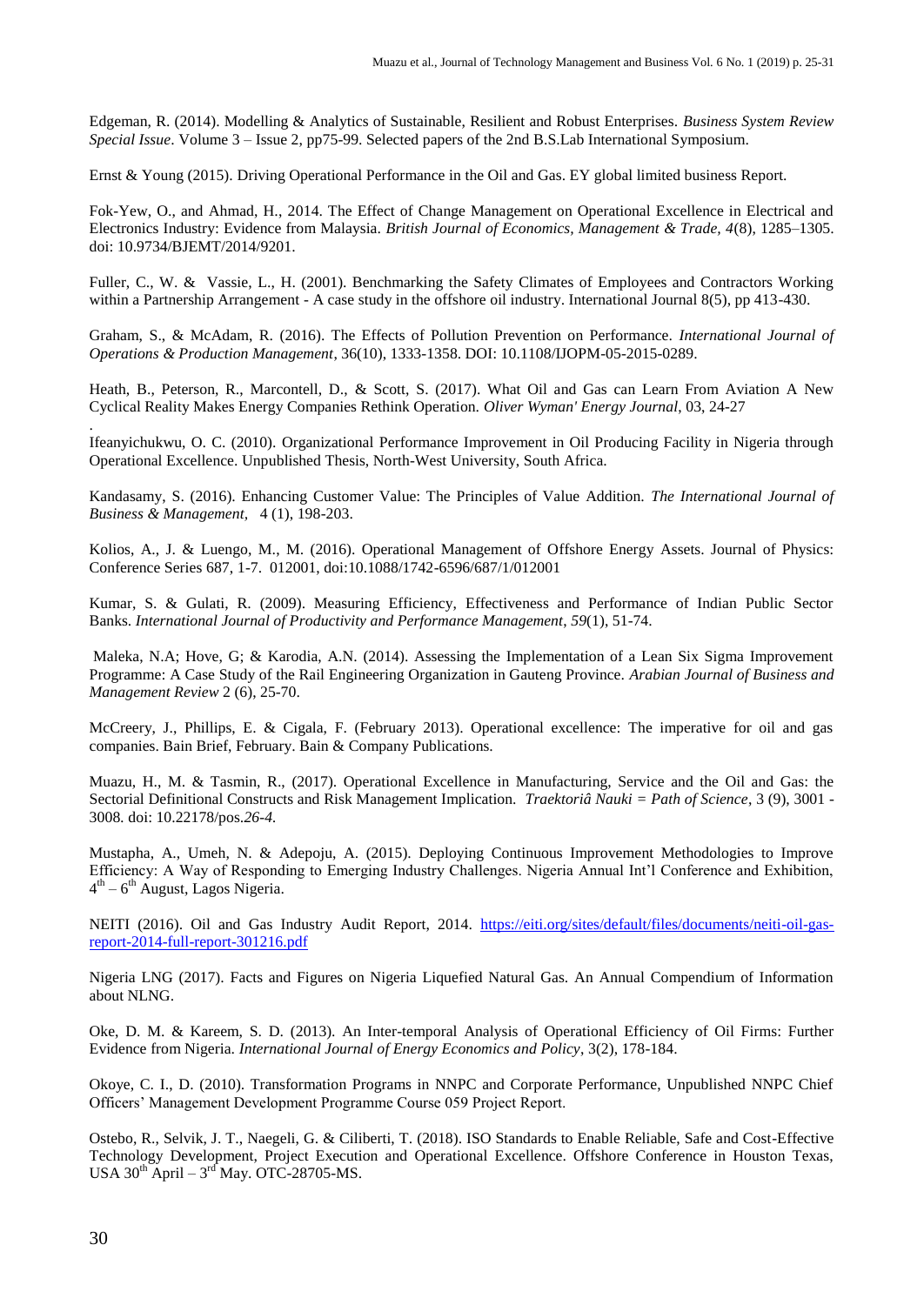Edgeman, R. (2014). Modelling & Analytics of Sustainable, Resilient and Robust Enterprises. *Business System Review Special Issue*. Volume 3 – Issue 2, pp75-99. Selected papers of the 2nd B.S.Lab International Symposium.

Ernst & Young (2015). Driving Operational Performance in the Oil and Gas. EY global limited business Report.

Fok-Yew, O., and Ahmad, H., 2014. The Effect of Change Management on Operational Excellence in Electrical and Electronics Industry: Evidence from Malaysia. *British Journal of Economics, Management & Trade, 4*(8), 1285–1305. doi: 10.9734/BJEMT/2014/9201.

Fuller, C., W. & Vassie, L., H. (2001). Benchmarking the Safety Climates of Employees and Contractors Working within a Partnership Arrangement - A case study in the offshore oil industry. International Journal 8(5), pp 413-430.

Graham, S., & McAdam, R. (2016). The Effects of Pollution Prevention on Performance. *International Journal of Operations & Production Management*, 36(10), 1333-1358. DOI: 10.1108/IJOPM-05-2015-0289.

Heath, B., Peterson, R., Marcontell, D., & Scott, S. (2017). What Oil and Gas can Learn From Aviation A New Cyclical Reality Makes Energy Companies Rethink Operation. *Oliver Wyman' Energy Journal*, 03, 24-27

.
Ifeanyichukwu, O. C. (2010). Organizational Performance Improvement in Oil Producing Facility in Nigeria through Operational Excellence. Unpublished Thesis, North-West University, South Africa.

Kandasamy, S. (2016). Enhancing Customer Value: The Principles of Value Addition. *The International Journal of Business & Management,* 4 (1), 198-203.

Kolios, A., J. & Luengo, M., M. (2016). Operational Management of Offshore Energy Assets. Journal of Physics: Conference Series 687, 1-7. 012001, doi:10.1088/1742-6596/687/1/012001

Kumar, S. & Gulati, R. (2009). Measuring Efficiency, Effectiveness and Performance of Indian Public Sector Banks. *International Journal of Productivity and Performance Management*, *59*(1), 51-74.

Maleka, N.A; Hove, G; & Karodia, A.N. (2014). Assessing the Implementation of a Lean Six Sigma Improvement Programme: A Case Study of the Rail Engineering Organization in Gauteng Province. *Arabian Journal of Business and Management Review* 2 (6), 25-70.

McCreery, J., Phillips, E. & Cigala, F. (February 2013). Operational excellence: The imperative for oil and gas companies. Bain Brief, February. Bain & Company Publications.

Muazu, H., M. & Tasmin, R., (2017). Operational Excellence in Manufacturing, Service and the Oil and Gas: the Sectorial Definitional Constructs and Risk Management Implication. *Traektoriâ Nauki = Path of Science*, 3 (9), 3001 - 3008. doi: 10.22178/pos.*26-4*.

Mustapha, A., Umeh, N. & Adepoju, A. (2015). Deploying Continuous Improvement Methodologies to Improve Efficiency: A Way of Responding to Emerging Industry Challenges. Nigeria Annual Int'l Conference and Exhibition, 4th – 6th August, Lagos Nigeria.

NEITI (2016). Oil and Gas Industry Audit Report, 2014. https://eiti.org/sites/default/files/documents/neiti-oil-gas-report-2014-full-report-301216.pdf

Nigeria LNG (2017). Facts and Figures on Nigeria Liquefied Natural Gas. An Annual Compendium of Information about NLNG.

Oke, D. M. & Kareem, S. D. (2013). An Inter-temporal Analysis of Operational Efficiency of Oil Firms: Further Evidence from Nigeria. *International Journal of Energy Economics and Policy*, 3(2), 178-184.

Okoye, C. I., D. (2010). Transformation Programs in NNPC and Corporate Performance, Unpublished NNPC Chief Officers' Management Development Programme Course 059 Project Report.

Ostebo, R., Selvik, J. T., Naegeli, G. & Ciliberti, T. (2018). ISO Standards to Enable Reliable, Safe and Cost-Effective Technology Development, Project Execution and Operational Excellence. Offshore Conference in Houston Texas, USA 30th April – 3rd May. OTC-28705-MS.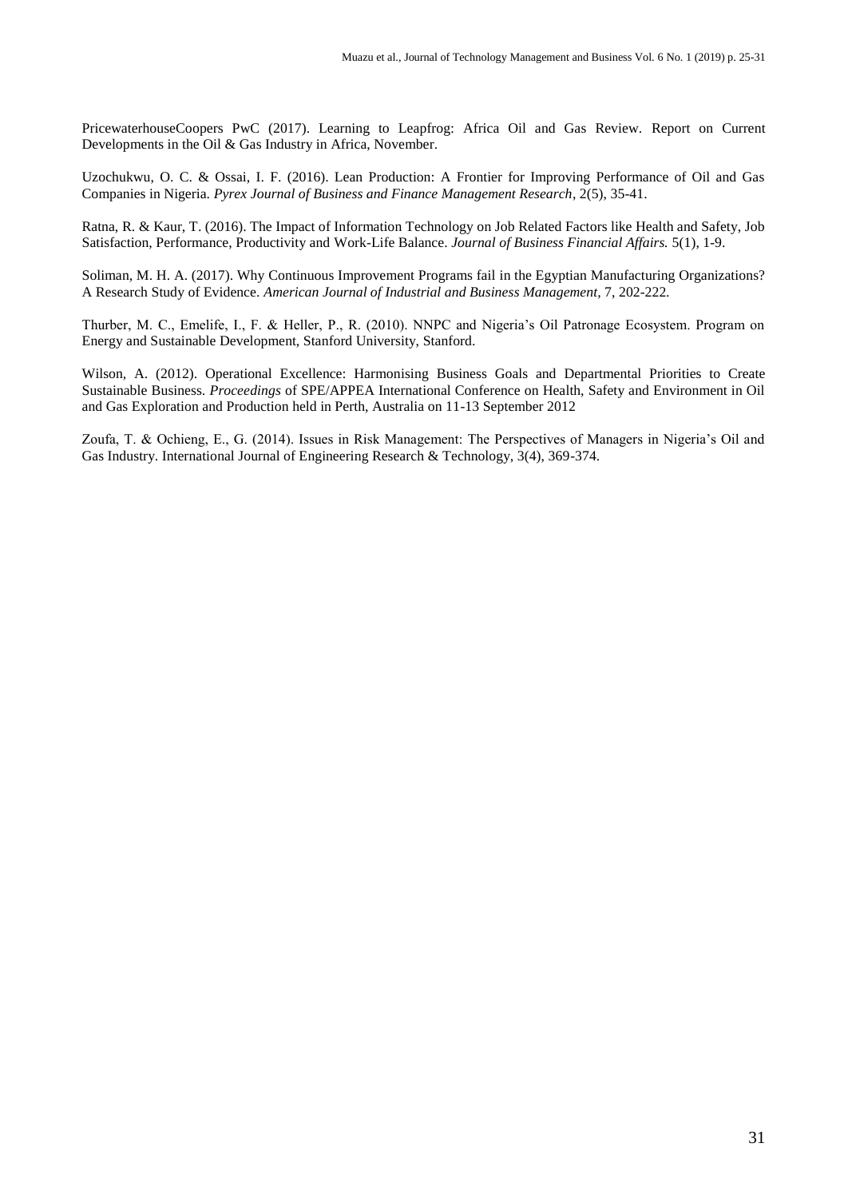PricewaterhouseCoopers PwC (2017). Learning to Leapfrog: Africa Oil and Gas Review. Report on Current Developments in the Oil & Gas Industry in Africa, November.

Uzochukwu, O. C. & Ossai, I. F. (2016). Lean Production: A Frontier for Improving Performance of Oil and Gas Companies in Nigeria. *Pyrex Journal of Business and Finance Management Research*, 2(5), 35-41.

Ratna, R. & Kaur, T. (2016). The Impact of Information Technology on Job Related Factors like Health and Safety, Job Satisfaction, Performance, Productivity and Work-Life Balance. *Journal of Business Financial Affairs.* 5(1), 1-9.

Soliman, M. H. A. (2017). Why Continuous Improvement Programs fail in the Egyptian Manufacturing Organizations? A Research Study of Evidence. *American Journal of Industrial and Business Management,* 7, 202-222.

Thurber, M. C., Emelife, I., F. & Heller, P., R. (2010). NNPC and Nigeria's Oil Patronage Ecosystem. Program on Energy and Sustainable Development, Stanford University, Stanford.

Wilson, A. (2012). Operational Excellence: Harmonising Business Goals and Departmental Priorities to Create Sustainable Business. *Proceedings* of SPE/APPEA International Conference on Health, Safety and Environment in Oil and Gas Exploration and Production held in Perth, Australia on 11-13 September 2012

Zoufa, T. & Ochieng, E., G. (2014). Issues in Risk Management: The Perspectives of Managers in Nigeria's Oil and Gas Industry. International Journal of Engineering Research & Technology, 3(4), 369-374.